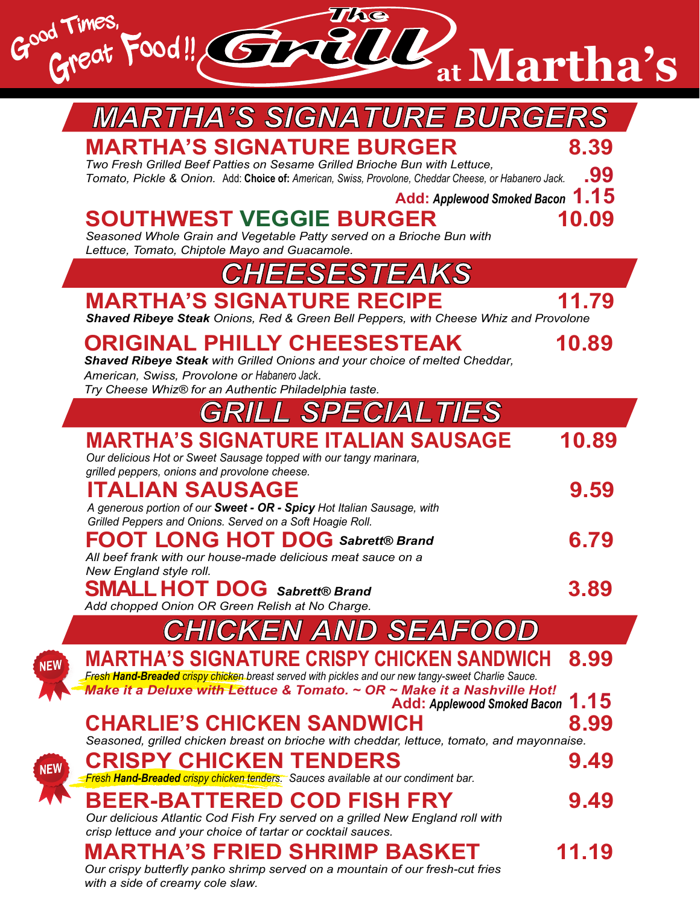# Good Times, Great Food!! The Grill at Martha's

## MARTHA'S SIGNATURE BURGERS

### MARTHA'S SIGNATURE BURGER — 8.39

*Two Fresh Grilled Beef Patties on Sesame Grilled Brioche Bun with Lettuce, Tomato, Pickle & Onion.* Add: **Choice of:** *American, Swiss, Provolone, Cheddar Cheese, or Habanero Jack.* **.99**

**Add:** ***Applewood Smoked Bacon*** **1.15**

### SOUTHWEST VEGGIE BURGER — 10.09

*Seasoned Whole Grain and Vegetable Patty served on a Brioche Bun with Lettuce, Tomato, Chiptole Mayo and Guacamole.*

## CHEESESTEAKS

### MARTHA'S SIGNATURE RECIPE — 11.79

***Shaved Ribeye Steak*** *Onions, Red & Green Bell Peppers, with Cheese Whiz and Provolone*

### ORIGINAL PHILLY CHEESESTEAK — 10.89

***Shaved Ribeye Steak*** *with Grilled Onions and your choice of melted Cheddar, American, Swiss, Provolone or Habanero Jack.*
*Try Cheese Whiz® for an Authentic Philadelphia taste.*

## GRILL SPECIALTIES

### MARTHA'S SIGNATURE ITALIAN SAUSAGE — 10.89

*Our delicious Hot or Sweet Sausage topped with our tangy marinara, grilled peppers, onions and provolone cheese.*

### ITALIAN SAUSAGE — 9.59

*A generous portion of our* ***Sweet - OR - Spicy*** *Hot Italian Sausage, with Grilled Peppers and Onions. Served on a Soft Hoagie Roll.*

### FOOT LONG HOT DOG *Sabrett® Brand* — 6.79

*All beef frank with our house-made delicious meat sauce on a New England style roll.*

### SMALL HOT DOG *Sabrett® Brand* — 3.89

*Add chopped Onion OR Green Relish at No Charge.*

## CHICKEN AND SEAFOOD

### NEW — MARTHA'S SIGNATURE CRISPY CHICKEN SANDWICH — 8.99

*Fresh* ***Hand-Breaded*** *crispy chicken breast served with pickles and our new tangy-sweet Charlie Sauce.*
***Make it a Deluxe with Lettuce & Tomato. ~ OR ~ Make it a Nashville Hot!***

**Add:** ***Applewood Smoked Bacon*** **1.15**

### CHARLIE'S CHICKEN SANDWICH — 8.99

*Seasoned, grilled chicken breast on brioche with cheddar, lettuce, tomato, and mayonnaise.*

### NEW — CRISPY CHICKEN TENDERS — 9.49

*Fresh* ***Hand-Breaded*** *crispy chicken tenders. Sauces available at our condiment bar.*

### BEER-BATTERED COD FISH FRY — 9.49

*Our delicious Atlantic Cod Fish Fry served on a grilled New England roll with crisp lettuce and your choice of tartar or cocktail sauces.*

### MARTHA'S FRIED SHRIMP BASKET — 11.19

*Our crispy butterfly panko shrimp served on a mountain of our fresh-cut fries with a side of creamy cole slaw.*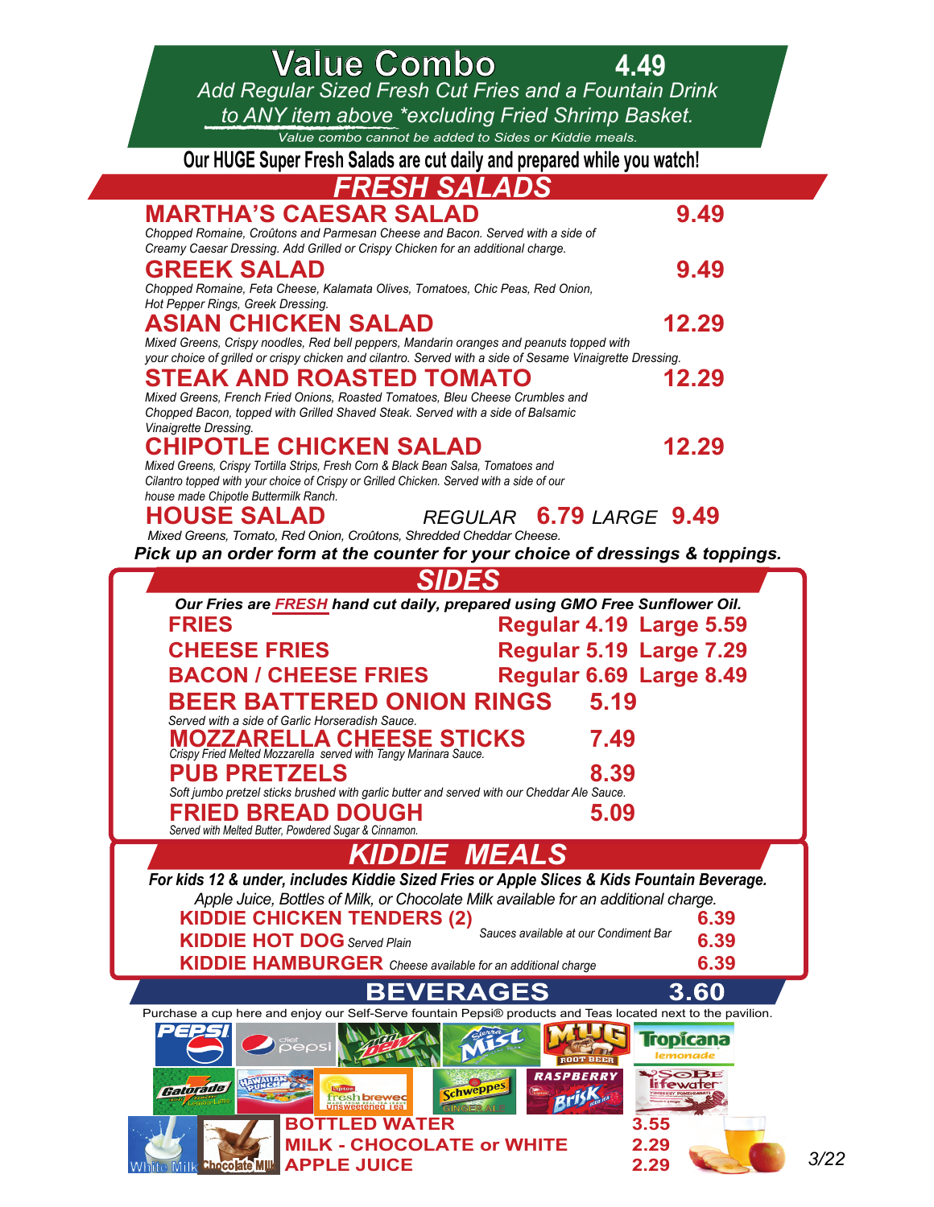## Value Combo 4.49

*Add Regular Sized Fresh Cut Fries and a Fountain Drink to ANY item above \*excluding Fried Shrimp Basket.*

*Value combo cannot be added to Sides or Kiddie meals.*

**Our HUGE Super Fresh Salads are cut daily and prepared while you watch!**

## FRESH SALADS

### MARTHA'S CAESAR SALAD 9.49
*Chopped Romaine, Croûtons and Parmesan Cheese and Bacon. Served with a side of Creamy Caesar Dressing. Add Grilled or Crispy Chicken for an additional charge.*

### GREEK SALAD 9.49
*Chopped Romaine, Feta Cheese, Kalamata Olives, Tomatoes, Chic Peas, Red Onion, Hot Pepper Rings, Greek Dressing.*

### ASIAN CHICKEN SALAD 12.29
*Mixed Greens, Crispy noodles, Red bell peppers, Mandarin oranges and peanuts topped with your choice of grilled or crispy chicken and cilantro. Served with a side of Sesame Vinaigrette Dressing.*

### STEAK AND ROASTED TOMATO 12.29
*Mixed Greens, French Fried Onions, Roasted Tomatoes, Bleu Cheese Crumbles and Chopped Bacon, topped with Grilled Shaved Steak. Served with a side of Balsamic Vinaigrette Dressing.*

### CHIPOTLE CHICKEN SALAD 12.29
*Mixed Greens, Crispy Tortilla Strips, Fresh Corn & Black Bean Salsa, Tomatoes and Cilantro topped with your choice of Crispy or Grilled Chicken. Served with a side of our house made Chipotle Buttermilk Ranch.*

### HOUSE SALAD *REGULAR* 6.79 *LARGE* 9.49
*Mixed Greens, Tomato, Red Onion, Croûtons, Shredded Cheddar Cheese.*

***Pick up an order form at the counter for your choice of dressings & toppings.***

## SIDES

***Our Fries are FRESH hand cut daily, prepared using GMO Free Sunflower Oil.***

| | | |
|---|---|---|
| FRIES | Regular 4.19 | Large 5.59 |
| CHEESE FRIES | Regular 5.19 | Large 7.29 |
| BACON / CHEESE FRIES | Regular 6.69 | Large 8.49 |

### BEER BATTERED ONION RINGS 5.19
*Served with a side of Garlic Horseradish Sauce.*

### MOZZARELLA CHEESE STICKS 7.49
*Crispy Fried Melted Mozzarella served with Tangy Marinara Sauce.*

### PUB PRETZELS 8.39
*Soft jumbo pretzel sticks brushed with garlic butter and served with our Cheddar Ale Sauce.*

### FRIED BREAD DOUGH 5.09
*Served with Melted Butter, Powdered Sugar & Cinnamon.*

## KIDDIE MEALS

***For kids 12 & under, includes Kiddie Sized Fries or Apple Slices & Kids Fountain Beverage.***

*Apple Juice, Bottles of Milk, or Chocolate Milk available for an additional charge.*

- **KIDDIE CHICKEN TENDERS (2)** 6.39
- **KIDDIE HOT DOG** *Served Plain* 6.39
- **KIDDIE HAMBURGER** *Cheese available for an additional charge* 6.39

*Sauces available at our Condiment Bar*

## BEVERAGES 3.60

Purchase a cup here and enjoy our Self-Serve fountain Pepsi® products and Teas located next to the pavilion.

| | |
|---|---|
| BOTTLED WATER | 3.55 |
| MILK - CHOCOLATE or WHITE | 2.29 |
| APPLE JUICE | 2.29 |

3/22